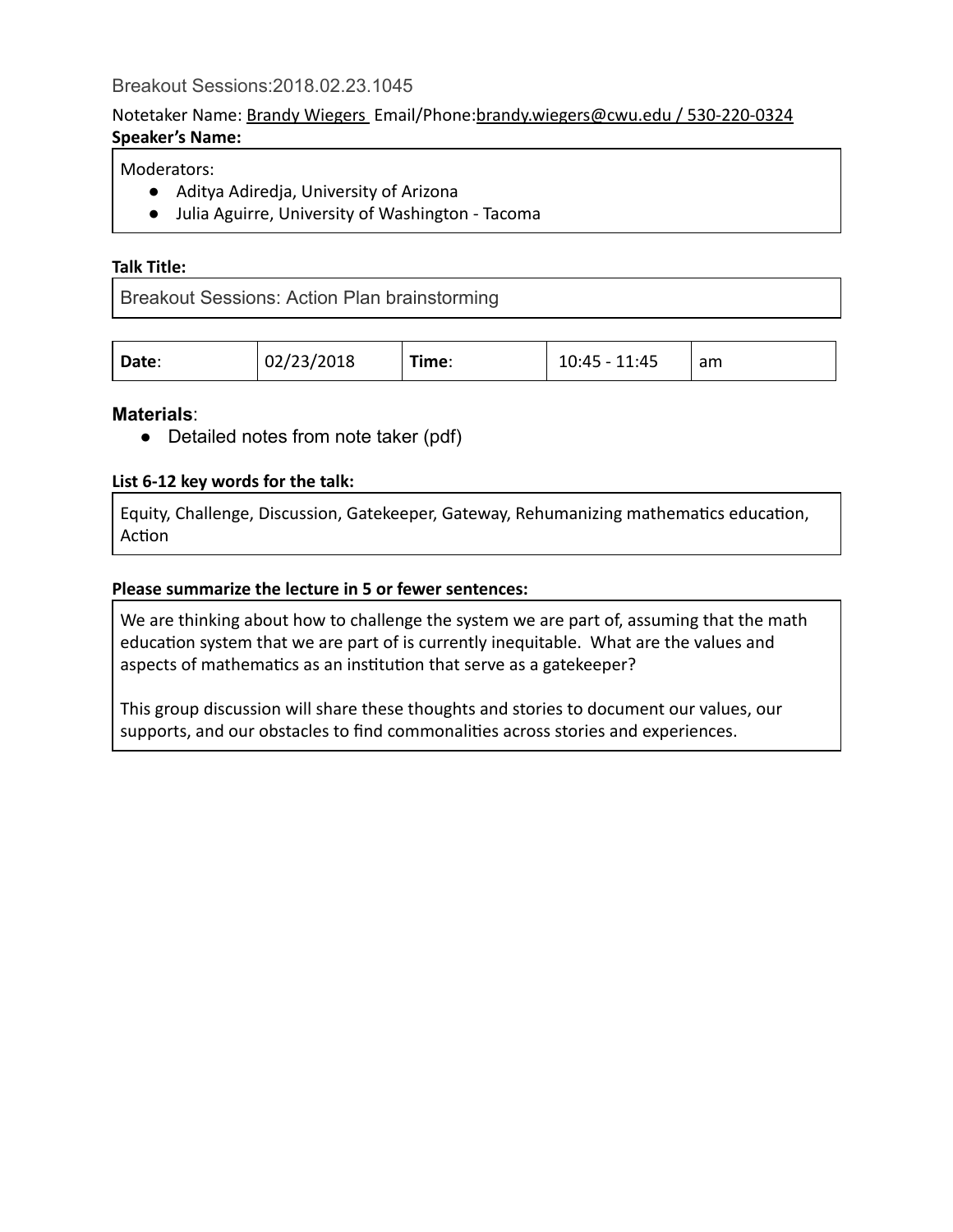Breakout Sessions:2018.02.23.1045

Notetaker Name: Brandy Wiegers Email/Phone:brandy.wiegers@cwu.edu / 530-220-0324

**Speaker's Name:**

Moderators:

- Aditya Adiredja, University of Arizona
- Julia Aguirre, University of Washington - Tacoma

**Talk Title:**

Breakout Sessions: Action Plan brainstorming

| **Date**: | 02/23/2018 | **Time**: | 10:45 - 11:45 | am |
|---|---|---|---|---|

**Materials**:

- Detailed notes from note taker (pdf)

**List 6-12 key words for the talk:**

Equity, Challenge, Discussion, Gatekeeper, Gateway, Rehumanizing mathematics education, Action

**Please summarize the lecture in 5 or fewer sentences:**

We are thinking about how to challenge the system we are part of, assuming that the math education system that we are part of is currently inequitable. What are the values and aspects of mathematics as an institution that serve as a gatekeeper?

This group discussion will share these thoughts and stories to document our values, our supports, and our obstacles to find commonalities across stories and experiences.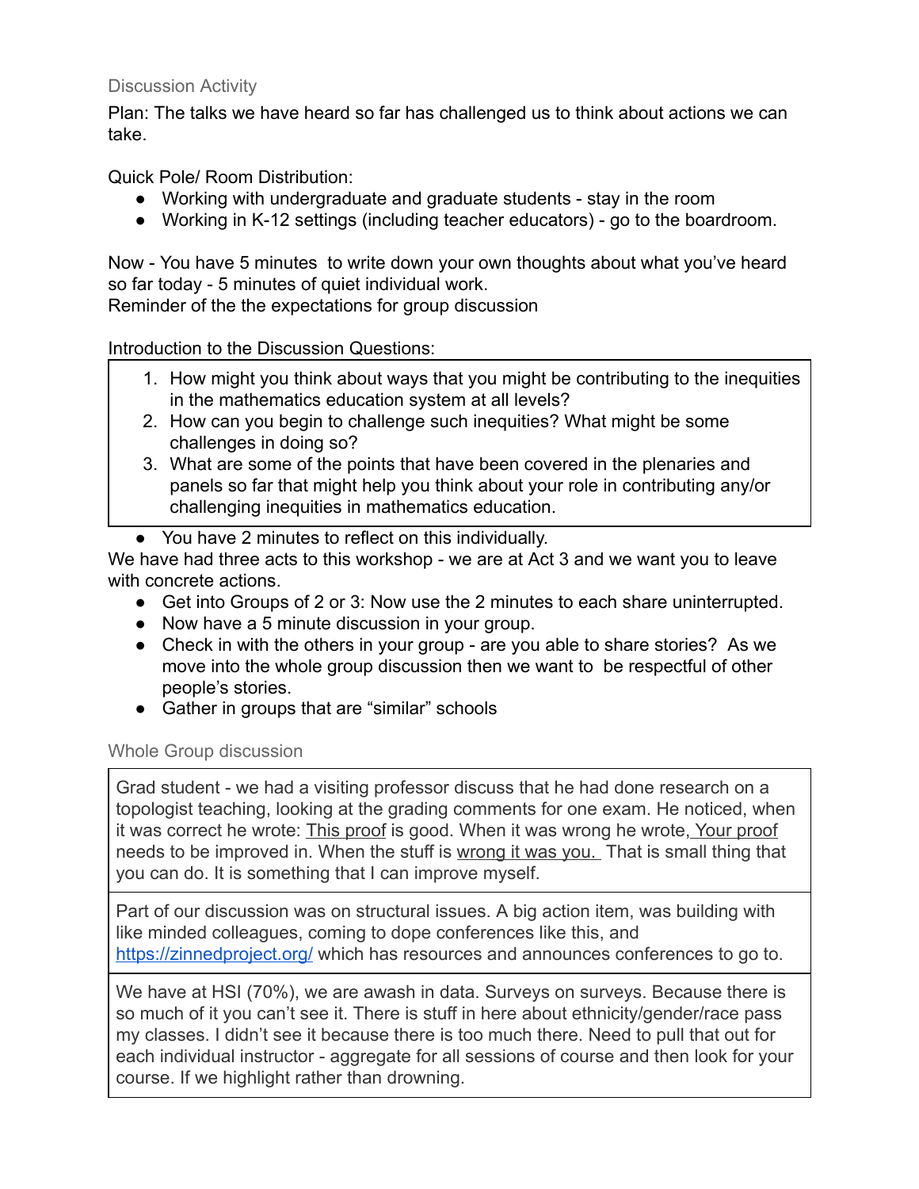## Discussion Activity

Plan: The talks we have heard so far has challenged us to think about actions we can take.

Quick Pole/ Room Distribution:

- Working with undergraduate and graduate students - stay in the room
- Working in K-12 settings (including teacher educators) - go to the boardroom.

Now - You have 5 minutes to write down your own thoughts about what you've heard so far today - 5 minutes of quiet individual work.
Reminder of the the expectations for group discussion

Introduction to the Discussion Questions:

1. How might you think about ways that you might be contributing to the inequities in the mathematics education system at all levels?
2. How can you begin to challenge such inequities? What might be some challenges in doing so?
3. What are some of the points that have been covered in the plenaries and panels so far that might help you think about your role in contributing any/or challenging inequities in mathematics education.

- You have 2 minutes to reflect on this individually.

We have had three acts to this workshop - we are at Act 3 and we want you to leave with concrete actions.

- Get into Groups of 2 or 3: Now use the 2 minutes to each share uninterrupted.
- Now have a 5 minute discussion in your group.
- Check in with the others in your group - are you able to share stories? As we move into the whole group discussion then we want to be respectful of other people's stories.
- Gather in groups that are "similar" schools

## Whole Group discussion

Grad student - we had a visiting professor discuss that he had done research on a topologist teaching, looking at the grading comments for one exam. He noticed, when it was correct he wrote: This proof is good. When it was wrong he wrote, Your proof needs to be improved in. When the stuff is wrong it was you. That is small thing that you can do. It is something that I can improve myself.

Part of our discussion was on structural issues. A big action item, was building with like minded colleagues, coming to dope conferences like this, and https://zinnedproject.org/ which has resources and announces conferences to go to.

We have at HSI (70%), we are awash in data. Surveys on surveys. Because there is so much of it you can't see it. There is stuff in here about ethnicity/gender/race pass my classes. I didn't see it because there is too much there. Need to pull that out for each individual instructor - aggregate for all sessions of course and then look for your course. If we highlight rather than drowning.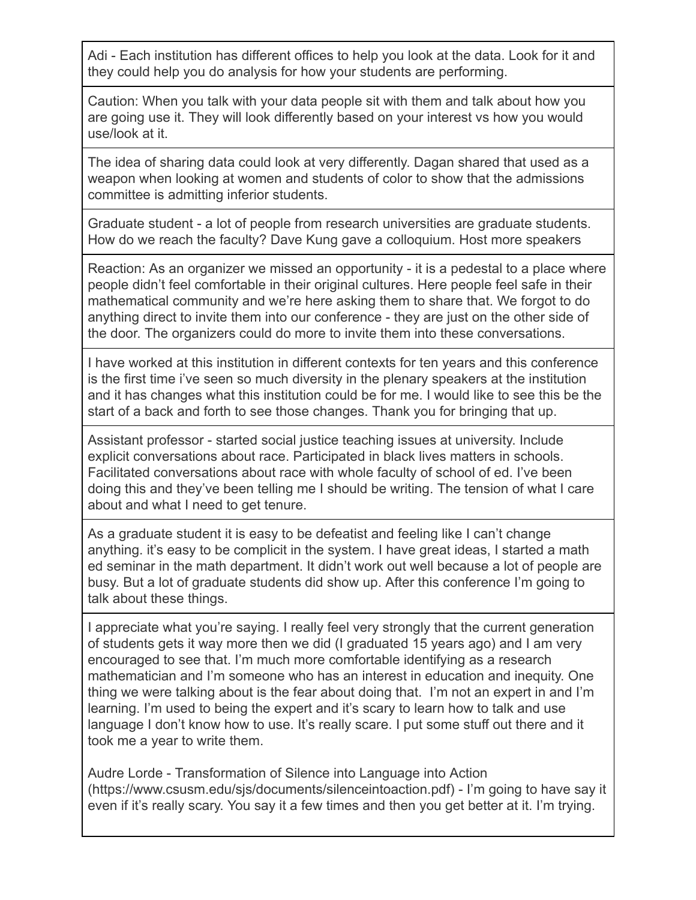| |
|---|
| Adi - Each institution has different offices to help you look at the data. Look for it and they could help you do analysis for how your students are performing. |
| Caution: When you talk with your data people sit with them and talk about how you are going use it. They will look differently based on your interest vs how you would use/look at it. |
| The idea of sharing data could look at very differently. Dagan shared that used as a weapon when looking at women and students of color to show that the admissions committee is admitting inferior students. |
| Graduate student - a lot of people from research universities are graduate students. How do we reach the faculty? Dave Kung gave a colloquium. Host more speakers |
| Reaction: As an organizer we missed an opportunity - it is a pedestal to a place where people didn't feel comfortable in their original cultures. Here people feel safe in their mathematical community and we're here asking them to share that. We forgot to do anything direct to invite them into our conference - they are just on the other side of the door. The organizers could do more to invite them into these conversations. |
| I have worked at this institution in different contexts for ten years and this conference is the first time i've seen so much diversity in the plenary speakers at the institution and it has changes what this institution could be for me. I would like to see this be the start of a back and forth to see those changes. Thank you for bringing that up. |
| Assistant professor - started social justice teaching issues at university. Include explicit conversations about race. Participated in black lives matters in schools. Facilitated conversations about race with whole faculty of school of ed. I've been doing this and they've been telling me I should be writing. The tension of what I care about and what I need to get tenure. |
| As a graduate student it is easy to be defeatist and feeling like I can't change anything. it's easy to be complicit in the system. I have great ideas, I started a math ed seminar in the math department. It didn't work out well because a lot of people are busy. But a lot of graduate students did show up. After this conference I'm going to talk about these things. |
| I appreciate what you're saying. I really feel very strongly that the current generation of students gets it way more then we did (I graduated 15 years ago) and I am very encouraged to see that. I'm much more comfortable identifying as a research mathematician and I'm someone who has an interest in education and inequity. One thing we were talking about is the fear about doing that. I'm not an expert in and I'm learning. I'm used to being the expert and it's scary to learn how to talk and use language I don't know how to use. It's really scare. I put some stuff out there and it took me a year to write them.<br><br>Audre Lorde - Transformation of Silence into Language into Action (https://www.csusm.edu/sjs/documents/silenceintoaction.pdf) - I'm going to have say it even if it's really scary. You say it a few times and then you get better at it. I'm trying. |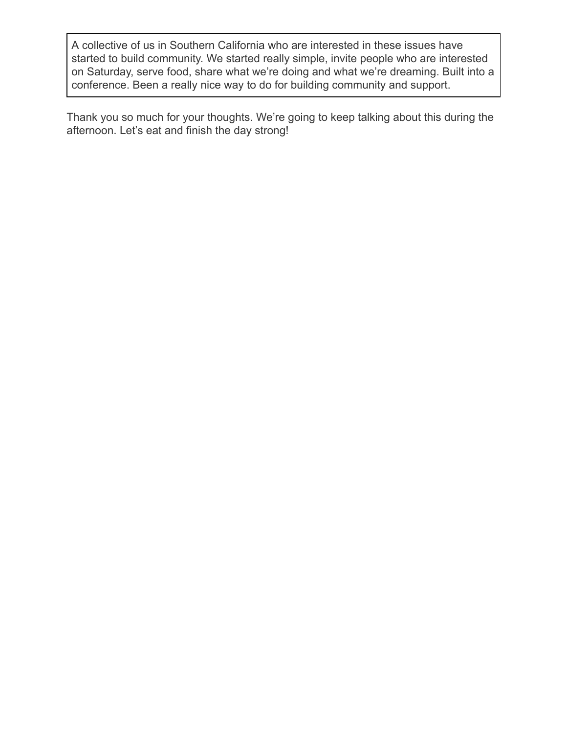> A collective of us in Southern California who are interested in these issues have started to build community. We started really simple, invite people who are interested on Saturday, serve food, share what we're doing and what we're dreaming. Built into a conference. Been a really nice way to do for building community and support.

Thank you so much for your thoughts. We're going to keep talking about this during the afternoon. Let's eat and finish the day strong!